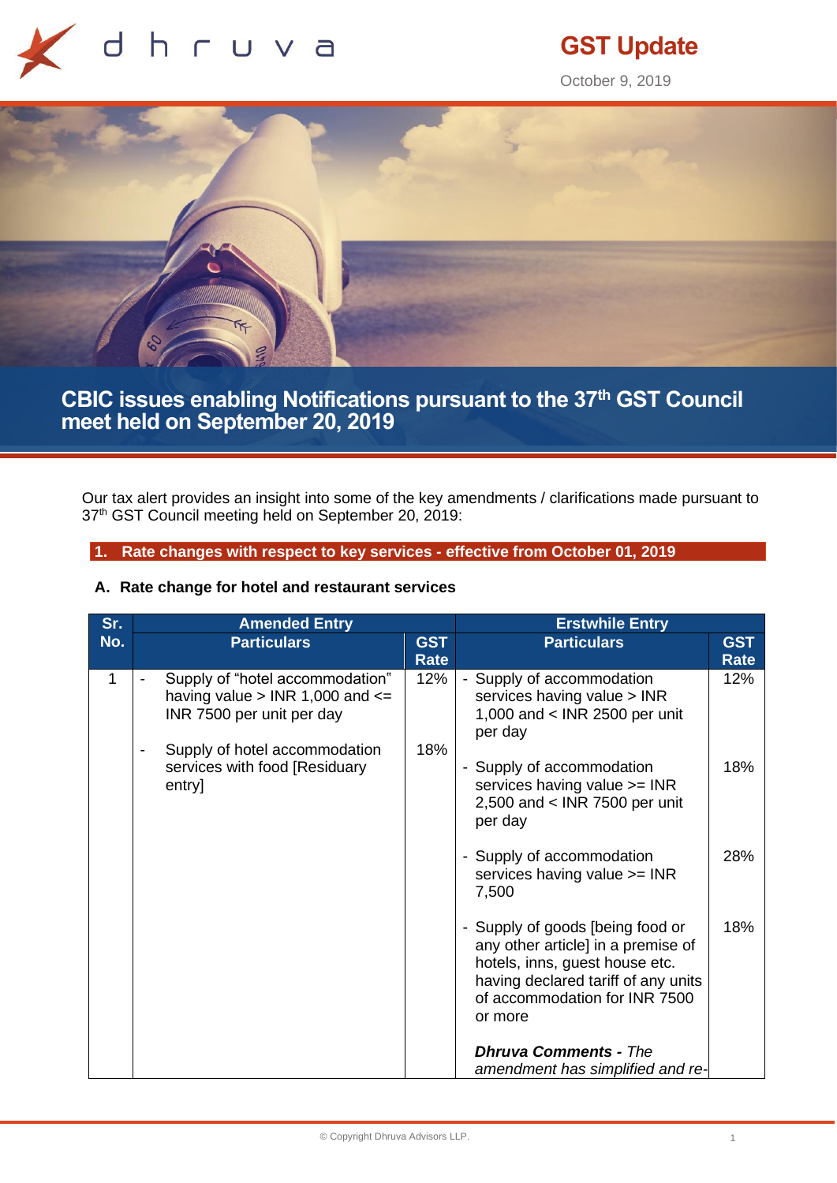# GST Update

October 9, 2019

## CBIC issues enabling Notifications pursuant to the 37th GST Council meet held on September 20, 2019

Our tax alert provides an insight into some of the key amendments / clarifications made pursuant to 37th GST Council meeting held on September 20, 2019:

### 1. Rate changes with respect to key services - effective from October 01, 2019

#### A. Rate change for hotel and restaurant services

| Sr. No. | Amended Entry | | Erstwhile Entry | |
|---|---|---|---|---|
| | Particulars | GST Rate | Particulars | GST Rate |
| 1 | - Supply of "hotel accommodation" having value > INR 1,000 and <= INR 7500 per unit per day<br><br>- Supply of hotel accommodation services with food [Residuary entry] | 12%<br><br>18% | - Supply of accommodation services having value > INR 1,000 and < INR 2500 per unit per day<br><br>- Supply of accommodation services having value >= INR 2,500 and < INR 7500 per unit per day<br><br>- Supply of accommodation services having value >= INR 7,500<br><br>- Supply of goods [being food or any other article] in a premise of hotels, inns, guest house etc. having declared tariff of any units of accommodation for INR 7500 or more<br><br>***Dhruva Comments** - The amendment has simplified and re-* | 12%<br><br>18%<br><br>28%<br><br>18% |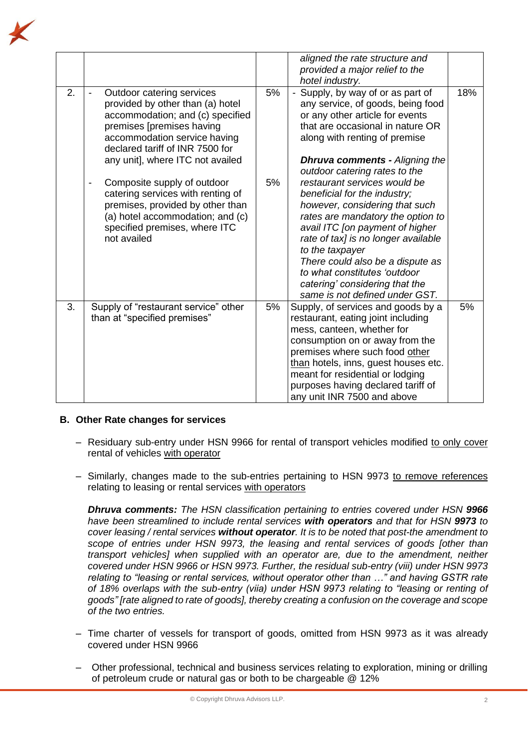| | | | | |
|---|---|---|---|---|
| | | | *aligned the rate structure and provided a major relief to the hotel industry.* | |
| 2. | - Outdoor catering services provided by other than (a) hotel accommodation; and (c) specified premises [premises having accommodation service having declared tariff of INR 7500 for any unit], where ITC not availed<br><br>- Composite supply of outdoor catering services with renting of premises, provided by other than (a) hotel accommodation; and (c) specified premises, where ITC not availed | 5%<br><br><br><br><br><br>5% | - Supply, by way of or as part of any service, of goods, being food or any other article for events that are occasional in nature OR along with renting of premise<br><br>***Dhruva comments -*** *Aligning the outdoor catering rates to the restaurant services would be beneficial for the industry; however, considering that such rates are mandatory the option to avail ITC [on payment of higher rate of tax] is no longer available to the taxpayer*<br>*There could also be a dispute as to what constitutes 'outdoor catering' considering that the same is not defined under GST.* | 18% |
| 3. | Supply of "restaurant service" other than at "specified premises" | 5% | Supply, of services and goods by a restaurant, eating joint including mess, canteen, whether for consumption on or away from the premises where such food <u>other than</u> hotels, inns, guest houses etc. meant for residential or lodging purposes having declared tariff of any unit INR 7500 and above | 5% |

## B. Other Rate changes for services

- Residuary sub-entry under HSN 9966 for rental of transport vehicles modified <u>to only cover</u> rental of vehicles <u>with operator</u>

- Similarly, changes made to the sub-entries pertaining to HSN 9973 <u>to remove references</u> relating to leasing or rental services <u>with operators</u>

  ***Dhruva comments:*** *The HSN classification pertaining to entries covered under HSN* ***9966*** *have been streamlined to include rental services* ***with operators*** *and that for HSN* ***9973*** *to cover leasing / rental services* ***without operator****. It is to be noted that post-the amendment to scope of entries under HSN 9973, the leasing and rental services of goods [other than transport vehicles] when supplied with an operator are, due to the amendment, neither covered under HSN 9966 or HSN 9973. Further, the residual sub-entry (viii) under HSN 9973 relating to "leasing or rental services, without operator other than …" and having GSTR rate of 18% overlaps with the sub-entry (viia) under HSN 9973 relating to "leasing or renting of goods" [rate aligned to rate of goods], thereby creating a confusion on the coverage and scope of the two entries.*

- Time charter of vessels for transport of goods, omitted from HSN 9973 as it was already covered under HSN 9966

- Other professional, technical and business services relating to exploration, mining or drilling of petroleum crude or natural gas or both to be chargeable @ 12%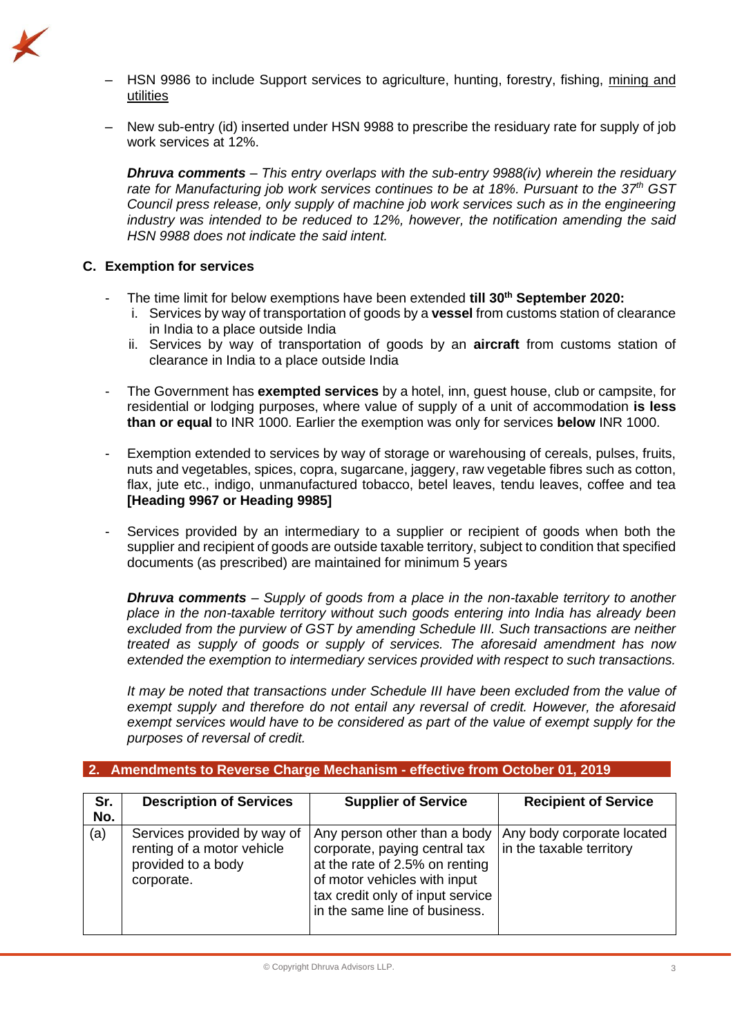– HSN 9986 to include Support services to agriculture, hunting, forestry, fishing, mining and utilities

– New sub-entry (id) inserted under HSN 9988 to prescribe the residuary rate for supply of job work services at 12%.

***Dhruva comments*** *– This entry overlaps with the sub-entry 9988(iv) wherein the residuary rate for Manufacturing job work services continues to be at 18%. Pursuant to the 37th GST Council press release, only supply of machine job work services such as in the engineering industry was intended to be reduced to 12%, however, the notification amending the said HSN 9988 does not indicate the said intent.*

### C. Exemption for services

- The time limit for below exemptions have been extended **till 30th September 2020:**
  i. Services by way of transportation of goods by a **vessel** from customs station of clearance in India to a place outside India
  ii. Services by way of transportation of goods by an **aircraft** from customs station of clearance in India to a place outside India

- The Government has **exempted services** by a hotel, inn, guest house, club or campsite, for residential or lodging purposes, where value of supply of a unit of accommodation **is less than or equal** to INR 1000. Earlier the exemption was only for services **below** INR 1000.

- Exemption extended to services by way of storage or warehousing of cereals, pulses, fruits, nuts and vegetables, spices, copra, sugarcane, jaggery, raw vegetable fibres such as cotton, flax, jute etc., indigo, unmanufactured tobacco, betel leaves, tendu leaves, coffee and tea **[Heading 9967 or Heading 9985]**

- Services provided by an intermediary to a supplier or recipient of goods when both the supplier and recipient of goods are outside taxable territory, subject to condition that specified documents (as prescribed) are maintained for minimum 5 years

  ***Dhruva comments*** *– Supply of goods from a place in the non-taxable territory to another place in the non-taxable territory without such goods entering into India has already been excluded from the purview of GST by amending Schedule III. Such transactions are neither treated as supply of goods or supply of services. The aforesaid amendment has now extended the exemption to intermediary services provided with respect to such transactions.*

  *It may be noted that transactions under Schedule III have been excluded from the value of exempt supply and therefore do not entail any reversal of credit. However, the aforesaid exempt services would have to be considered as part of the value of exempt supply for the purposes of reversal of credit.*

## 2. Amendments to Reverse Charge Mechanism - effective from October 01, 2019

| Sr. No. | Description of Services | Supplier of Service | Recipient of Service |
|---|---|---|---|
| (a) | Services provided by way of renting of a motor vehicle provided to a body corporate. | Any person other than a body corporate, paying central tax at the rate of 2.5% on renting of motor vehicles with input tax credit only of input service in the same line of business. | Any body corporate located in the taxable territory |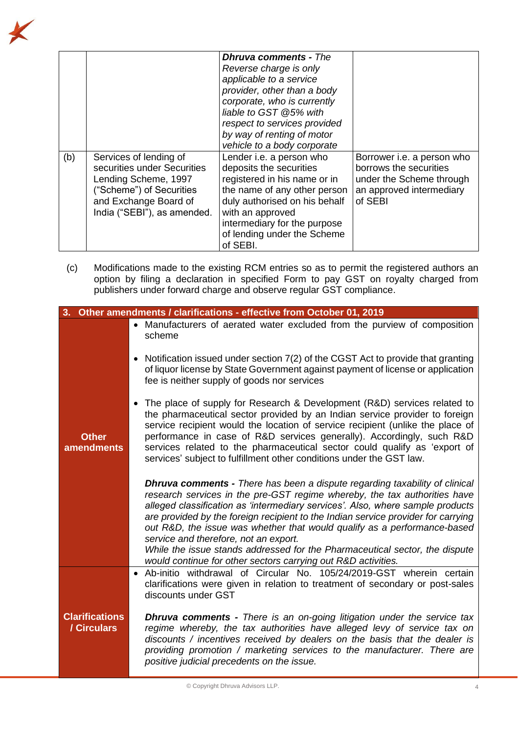| | | | |
|---|---|---|---|
| | | ***Dhruva comments** - The Reverse charge is only applicable to a service provider, other than a body corporate, who is currently liable to GST @5% with respect to services provided by way of renting of motor vehicle to a body corporate* | |
| (b) | Services of lending of securities under Securities Lending Scheme, 1997 ("Scheme") of Securities and Exchange Board of India ("SEBI"), as amended. | Lender i.e. a person who deposits the securities registered in his name or in the name of any other person duly authorised on his behalf with an approved intermediary for the purpose of lending under the Scheme of SEBI. | Borrower i.e. a person who borrows the securities under the Scheme through an approved intermediary of SEBI |

(c) Modifications made to the existing RCM entries so as to permit the registered authors an option by filing a declaration in specified Form to pay GST on royalty charged from publishers under forward charge and observe regular GST compliance.

| 3. Other amendments / clarifications - effective from October 01, 2019 | |
|---|---|
| **Other amendments** | • Manufacturers of aerated water excluded from the purview of composition scheme<br><br>• Notification issued under section 7(2) of the CGST Act to provide that granting of liquor license by State Government against payment of license or application fee is neither supply of goods nor services<br><br>• The place of supply for Research & Development (R&D) services related to the pharmaceutical sector provided by an Indian service provider to foreign service recipient would the location of service recipient (unlike the place of performance in case of R&D services generally). Accordingly, such R&D services related to the pharmaceutical sector could qualify as 'export of services' subject to fulfillment other conditions under the GST law.<br><br>***Dhruva comments** - There has been a dispute regarding taxability of clinical research services in the pre-GST regime whereby, the tax authorities have alleged classification as 'intermediary services'. Also, where sample products are provided by the foreign recipient to the Indian service provider for carrying out R&D, the issue was whether that would qualify as a performance-based service and therefore, not an export.*<br>*While the issue stands addressed for the Pharmaceutical sector, the dispute would continue for other sectors carrying out R&D activities.* |
| **Clarifications / Circulars** | • Ab-initio withdrawal of Circular No. 105/24/2019-GST wherein certain clarifications were given in relation to treatment of secondary or post-sales discounts under GST<br><br>***Dhruva comments** - There is an on-going litigation under the service tax regime whereby, the tax authorities have alleged levy of service tax on discounts / incentives received by dealers on the basis that the dealer is providing promotion / marketing services to the manufacturer. There are positive judicial precedents on the issue.* |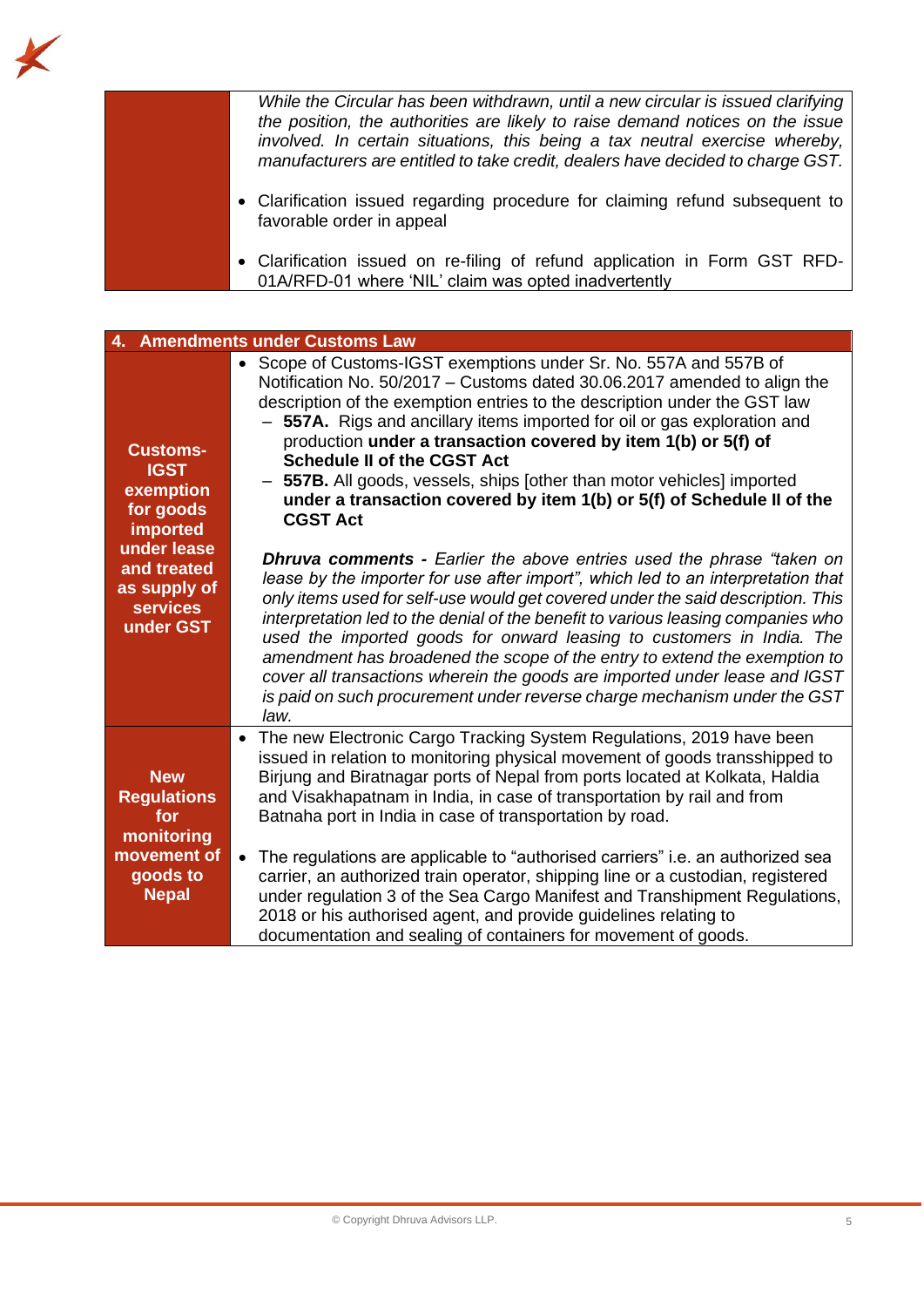| | |
|---|---|
| | *While the Circular has been withdrawn, until a new circular is issued clarifying the position, the authorities are likely to raise demand notices on the issue involved. In certain situations, this being a tax neutral exercise whereby, manufacturers are entitled to take credit, dealers have decided to charge GST.*<br><br>• Clarification issued regarding procedure for claiming refund subsequent to favorable order in appeal<br><br>• Clarification issued on re-filing of refund application in Form GST RFD-01A/RFD-01 where 'NIL' claim was opted inadvertently |

| 4. Amendments under Customs Law | |
|---|---|
| **Customs-IGST exemption for goods imported under lease and treated as supply of services under GST** | • Scope of Customs-IGST exemptions under Sr. No. 557A and 557B of Notification No. 50/2017 – Customs dated 30.06.2017 amended to align the description of the exemption entries to the description under the GST law<br>– **557A.** Rigs and ancillary items imported for oil or gas exploration and production **under a transaction covered by item 1(b) or 5(f) of Schedule II of the CGST Act**<br>– **557B.** All goods, vessels, ships [other than motor vehicles] imported **under a transaction covered by item 1(b) or 5(f) of Schedule II of the CGST Act**<br><br>***Dhruva comments -*** *Earlier the above entries used the phrase "taken on lease by the importer for use after import", which led to an interpretation that only items used for self-use would get covered under the said description. This interpretation led to the denial of the benefit to various leasing companies who used the imported goods for onward leasing to customers in India. The amendment has broadened the scope of the entry to extend the exemption to cover all transactions wherein the goods are imported under lease and IGST is paid on such procurement under reverse charge mechanism under the GST law.* |
| **New Regulations for monitoring movement of goods to Nepal** | • The new Electronic Cargo Tracking System Regulations, 2019 have been issued in relation to monitoring physical movement of goods transshipped to Birjung and Biratnagar ports of Nepal from ports located at Kolkata, Haldia and Visakhapatnam in India, in case of transportation by rail and from Batnaha port in India in case of transportation by road.<br><br>• The regulations are applicable to "authorised carriers" i.e. an authorized sea carrier, an authorized train operator, shipping line or a custodian, registered under regulation 3 of the Sea Cargo Manifest and Transhipment Regulations, 2018 or his authorised agent, and provide guidelines relating to documentation and sealing of containers for movement of goods. |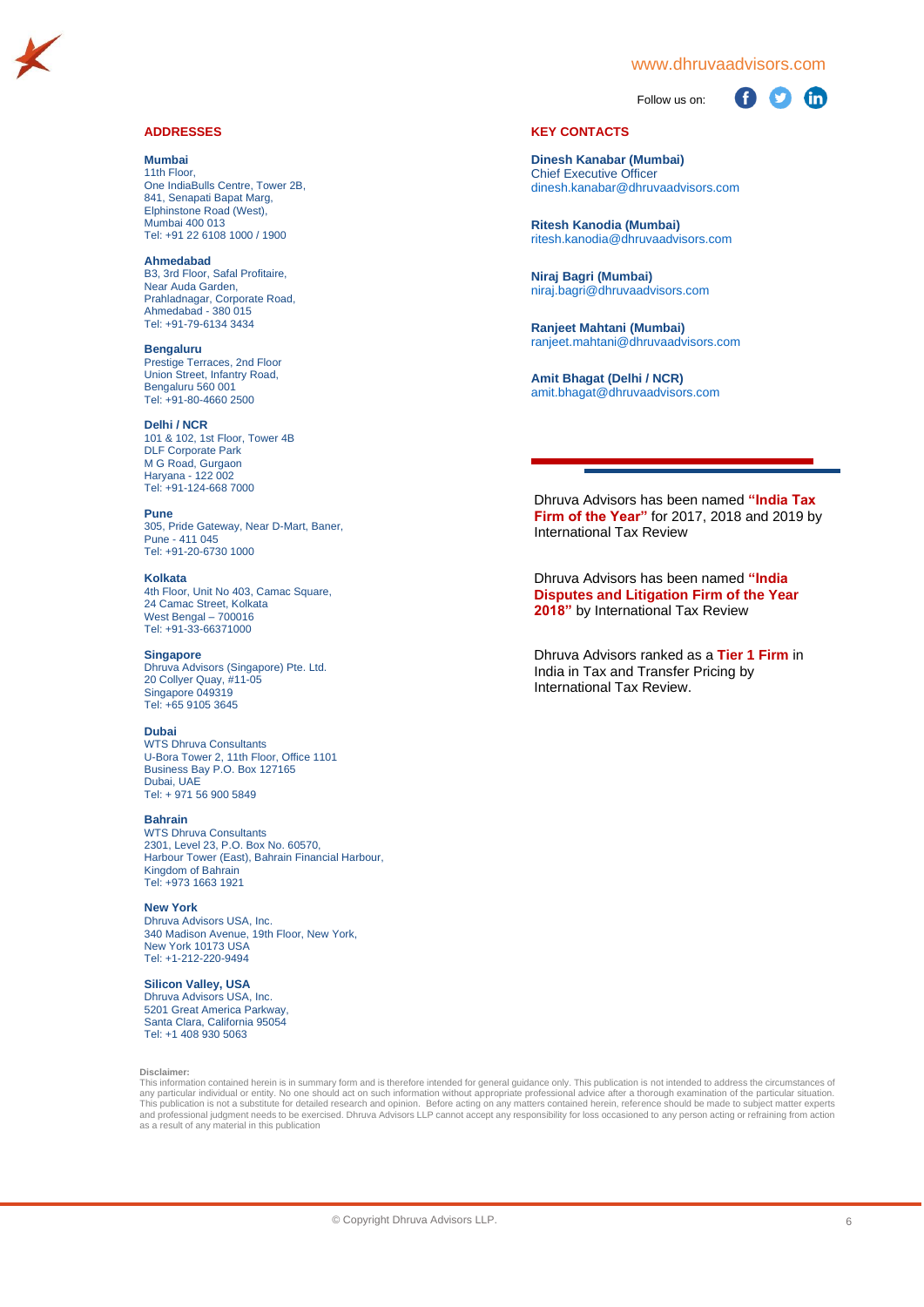www.dhruvaadvisors.com

Follow us on:

## ADDRESSES

**Mumbai**
11th Floor,
One IndiaBulls Centre, Tower 2B,
841, Senapati Bapat Marg,
Elphinstone Road (West),
Mumbai 400 013
Tel: +91 22 6108 1000 / 1900

**Ahmedabad**
B3, 3rd Floor, Safal Profitaire,
Near Auda Garden,
Prahladnagar, Corporate Road,
Ahmedabad - 380 015
Tel: +91-79-6134 3434

**Bengaluru**
Prestige Terraces, 2nd Floor
Union Street, Infantry Road,
Bengaluru 560 001
Tel: +91-80-4660 2500

**Delhi / NCR**
101 & 102, 1st Floor, Tower 4B
DLF Corporate Park
M G Road, Gurgaon
Haryana - 122 002
Tel: +91-124-668 7000

**Pune**
305, Pride Gateway, Near D-Mart, Baner,
Pune - 411 045
Tel: +91-20-6730 1000

**Kolkata**
4th Floor, Unit No 403, Camac Square,
24 Camac Street, Kolkata
West Bengal – 700016
Tel: +91-33-66371000

**Singapore**
Dhruva Advisors (Singapore) Pte. Ltd.
20 Collyer Quay, #11-05
Singapore 049319
Tel: +65 9105 3645

**Dubai**
WTS Dhruva Consultants
U-Bora Tower 2, 11th Floor, Office 1101
Business Bay P.O. Box 127165
Dubai, UAE
Tel: + 971 56 900 5849

**Bahrain**
WTS Dhruva Consultants
2301, Level 23, P.O. Box No. 60570,
Harbour Tower (East), Bahrain Financial Harbour,
Kingdom of Bahrain
Tel: +973 1663 1921

**New York**
Dhruva Advisors USA, Inc.
340 Madison Avenue, 19th Floor, New York,
New York 10173 USA
Tel: +1-212-220-9494

**Silicon Valley, USA**
Dhruva Advisors USA, Inc.
5201 Great America Parkway,
Santa Clara, California 95054
Tel: +1 408 930 5063

## KEY CONTACTS

**Dinesh Kanabar (Mumbai)**
Chief Executive Officer
dinesh.kanabar@dhruvaadvisors.com

**Ritesh Kanodia (Mumbai)**
ritesh.kanodia@dhruvaadvisors.com

**Niraj Bagri (Mumbai)**
niraj.bagri@dhruvaadvisors.com

**Ranjeet Mahtani (Mumbai)**
ranjeet.mahtani@dhruvaadvisors.com

**Amit Bhagat (Delhi / NCR)**
amit.bhagat@dhruvaadvisors.com

Dhruva Advisors has been named **"India Tax Firm of the Year"** for 2017, 2018 and 2019 by International Tax Review

Dhruva Advisors has been named **"India Disputes and Litigation Firm of the Year 2018"** by International Tax Review

Dhruva Advisors ranked as a **Tier 1 Firm** in India in Tax and Transfer Pricing by International Tax Review.

**Disclaimer:**
This information contained herein is in summary form and is therefore intended for general guidance only. This publication is not intended to address the circumstances of any particular individual or entity. No one should act on such information without appropriate professional advice after a thorough examination of the particular situation. This publication is not a substitute for detailed research and opinion. Before acting on any matters contained herein, reference should be made to subject matter experts and professional judgment needs to be exercised. Dhruva Advisors LLP cannot accept any responsibility for loss occasioned to any person acting or refraining from action as a result of any material in this publication

© Copyright Dhruva Advisors LLP.